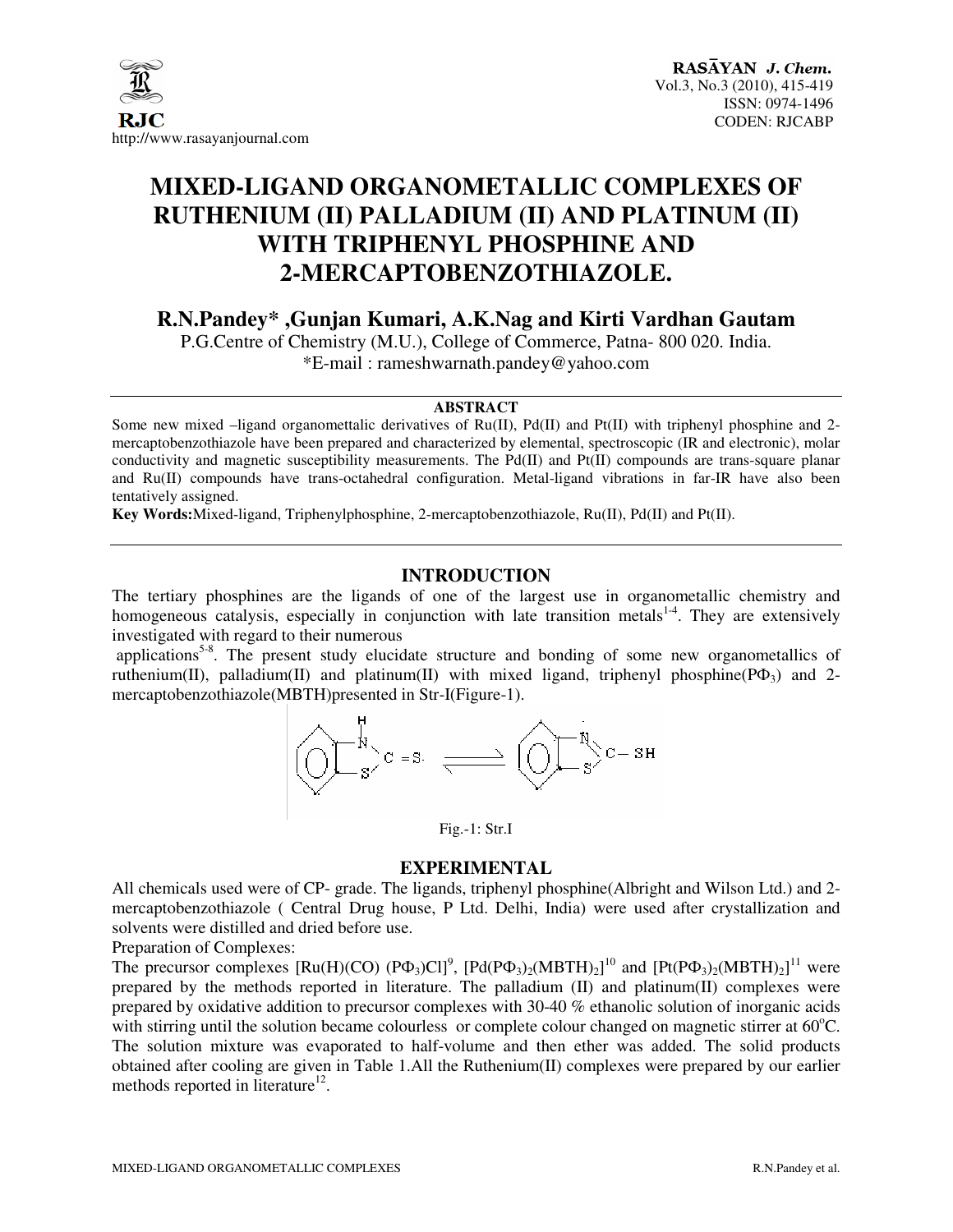# MIXED-LIGAND ORGANOMETALLIC COMPLEXES OF RUTHENIUM (II) PALLADIUM (II) AND PLATINUM (II) WITH TRIPHENYL PHOSPHINE AND 2-MERCAPTOBENZOTHIAZOLE.

**R.N.Pandey\* ,Gunjan Kumari, A.K.Nag and Kirti Vardhan Gautam**

P.G.Centre of Chemistry (M.U.), College of Commerce, Patna- 800 020. India.

\*E-mail : rameshwarnath.pandey@yahoo.com

## ABSTRACT

Some new mixed –ligand organomettalic derivatives of Ru(II), Pd(II) and Pt(II) with triphenyl phosphine and 2-mercaptobenzothiazole have been prepared and characterized by elemental, spectroscopic (IR and electronic), molar conductivity and magnetic susceptibility measurements. The Pd(II) and Pt(II) compounds are trans-square planar and Ru(II) compounds have trans-octahedral configuration. Metal-ligand vibrations in far-IR have also been tentatively assigned.

**Key Words:**Mixed-ligand, Triphenylphosphine, 2-mercaptobenzothiazole, Ru(II), Pd(II) and Pt(II).

## INTRODUCTION

The tertiary phosphines are the ligands of one of the largest use in organometallic chemistry and homogeneous catalysis, especially in conjunction with late transition metals[1-4]. They are extensively investigated with regard to their numerous applications[5-8]. The present study elucidate structure and bonding of some new organometallics of ruthenium(II), palladium(II) and platinum(II) with mixed ligand, triphenyl phosphine($P\Phi_3$) and 2-mercaptobenzothiazole(MBTH)presented in Str-I(Figure-1).

Fig.-1: Str.I

## EXPERIMENTAL

All chemicals used were of CP- grade. The ligands, triphenyl phosphine(Albright and Wilson Ltd.) and 2-mercaptobenzothiazole ( Central Drug house, P Ltd. Delhi, India) were used after crystallization and solvents were distilled and dried before use.

Preparation of Complexes:

The precursor complexes $[Ru(H)(CO)(P\Phi_3)Cl]$[9], $[Pd(P\Phi_3)_2(MBTH)_2]$[10] and $[Pt(P\Phi_3)_2(MBTH)_2]$[11] were prepared by the methods reported in literature. The palladium (II) and platinum(II) complexes were prepared by oxidative addition to precursor complexes with 30-40 % ethanolic solution of inorganic acids with stirring until the solution became colourless or complete colour changed on magnetic stirrer at 60°C. The solution mixture was evaporated to half-volume and then ether was added. The solid products obtained after cooling are given in Table 1.All the Ruthenium(II) complexes were prepared by our earlier methods reported in literature[12].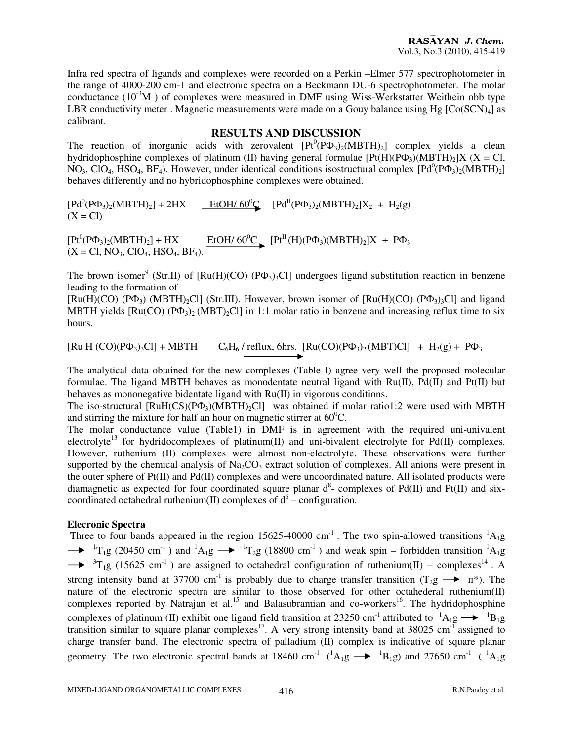Infra red spectra of ligands and complexes were recorded on a Perkin –Elmer 577 spectrophotometer in the range of 4000-200 cm-1 and electronic spectra on a Beckmann DU-6 spectrophotometer. The molar conductance ($10^{-3}$M ) of complexes were measured in DMF using Wiss-Werkstatter Weithein obb type LBR conductivity meter . Magnetic measurements were made on a Gouy balance using Hg $[Co(SCN)_4]$ as calibrant.

## RESULTS AND DISCUSSION

The reaction of inorganic acids with zerovalent $[Pt^0(P\Phi_3)_2(MBTH)_2]$ complex yields a clean hydridophosphine complexes of platinum (II) having general formulae $[Pt(H)(P\Phi_3)(MBTH)_2]X$ (X = Cl, $NO_3$, $ClO_4$, $HSO_4$, $BF_4$). However, under identical conditions isostructural complex $[Pd^0(P\Phi_3)_2(MBTH)_2]$ behaves differently and no hybridophosphine complexes were obtained.

$$[Pd^0(P\Phi_3)_2(MBTH)_2] + 2HX \xrightarrow{EtOH/\ 60^0C} [Pd^{II}(P\Phi_3)_2(MBTH)_2]X_2 + H_2(g)$$
(X = Cl)

$$[Pt^0(P\Phi_3)_2(MBTH)_2] + HX \xrightarrow{EtOH/\ 60^0C} [Pt^{II}(H)(P\Phi_3)(MBTH)_2]X + P\Phi_3$$
(X = Cl, $NO_3$, $ClO_4$, $HSO_4$, $BF_4$).

The brown isomer[9] (Str.II) of $[Ru(H)(CO)(P\Phi_3)_3Cl]$ undergoes ligand substitution reaction in benzene leading to the formation of

$[Ru(H)(CO)(P\Phi_3)(MBTH)_2Cl]$ (Str.III). However, brown isomer of $[Ru(H)(CO)(P\Phi_3)_3Cl]$ and ligand MBTH yields $[Ru(CO)(P\Phi_3)_2(MBT)_2Cl]$ in 1:1 molar ratio in benzene and increasing reflux time to six hours.

$$[Ru\,H\,(CO)(P\Phi_3)_3Cl] + MBTH \xrightarrow{C_6H_6\ /\ reflux,\ 6hrs.} [Ru(CO)(P\Phi_3)_2(MBT)Cl] + H_2(g) + P\Phi_3$$

The analytical data obtained for the new complexes (Table I) agree very well the proposed molecular formulae. The ligand MBTH behaves as monodentate neutral ligand with Ru(II), Pd(II) and Pt(II) but behaves as mononegative bidentate ligand with Ru(II) in vigorous conditions.

The iso-structural $[RuH(CS)(P\Phi_3)(MBTH)_2Cl]$ was obtained if molar ratio1:2 were used with MBTH and stirring the mixture for half an hour on magnetic stirrer at $60^0$C.

The molar conductance value (Table1) in DMF is in agreement with the required uni-univalent electrolyte[13] for hydridocomplexes of platinum(II) and uni-bivalent electrolyte for Pd(II) complexes. However, ruthenium (II) complexes were almost non-electrolyte. These observations were further supported by the chemical analysis of $Na_2CO_3$ extract solution of complexes. All anions were present in the outer sphere of Pt(II) and Pd(II) complexes and were uncoordinated nature. All isolated products were diamagnetic as expected for four coordinated square planar $d^8$- complexes of Pd(II) and Pt(II) and six-coordinated octahedral ruthenium(II) complexes of $d^6$ – configuration.

### Elecronic Spectra

Three to four bands appeared in the region 15625-40000 cm$^{-1}$ . The two spin-allowed transitions $^1A_1g \rightarrow {}^1T_1g$ (20450 cm$^{-1}$ ) and $^1A_1g \rightarrow {}^1T_2g$ (18800 cm$^{-1}$ ) and weak spin – forbidden transition $^1A_1g \rightarrow {}^3T_1g$ (15625 cm$^{-1}$ ) are assigned to octahedral configuration of ruthenium(II) – complexes[14] . A strong intensity band at 37700 cm$^{-1}$ is probably due to charge transfer transition ($T_2g \rightarrow \pi^*$). The nature of the electronic spectra are similar to those observed for other octahederal ruthenium(II) complexes reported by Natrajan et al.[15] and Balasubramian and co-workers[16]. The hydridophosphine complexes of platinum (II) exhibit one ligand field transition at 23250 cm$^{-1}$ attributed to $^1A_1g \rightarrow {}^1B_1g$ transition similar to square planar complexes[17]. A very strong intensity band at 38025 cm$^{-1}$ assigned to charge transfer band. The electronic spectra of palladium (II) complex is indicative of square planar geometry. The two electronic spectral bands at 18460 cm$^{-1}$ ($^1A_1g \rightarrow {}^1B_1g$) and 27650 cm$^{-1}$ ( $^1A_1g$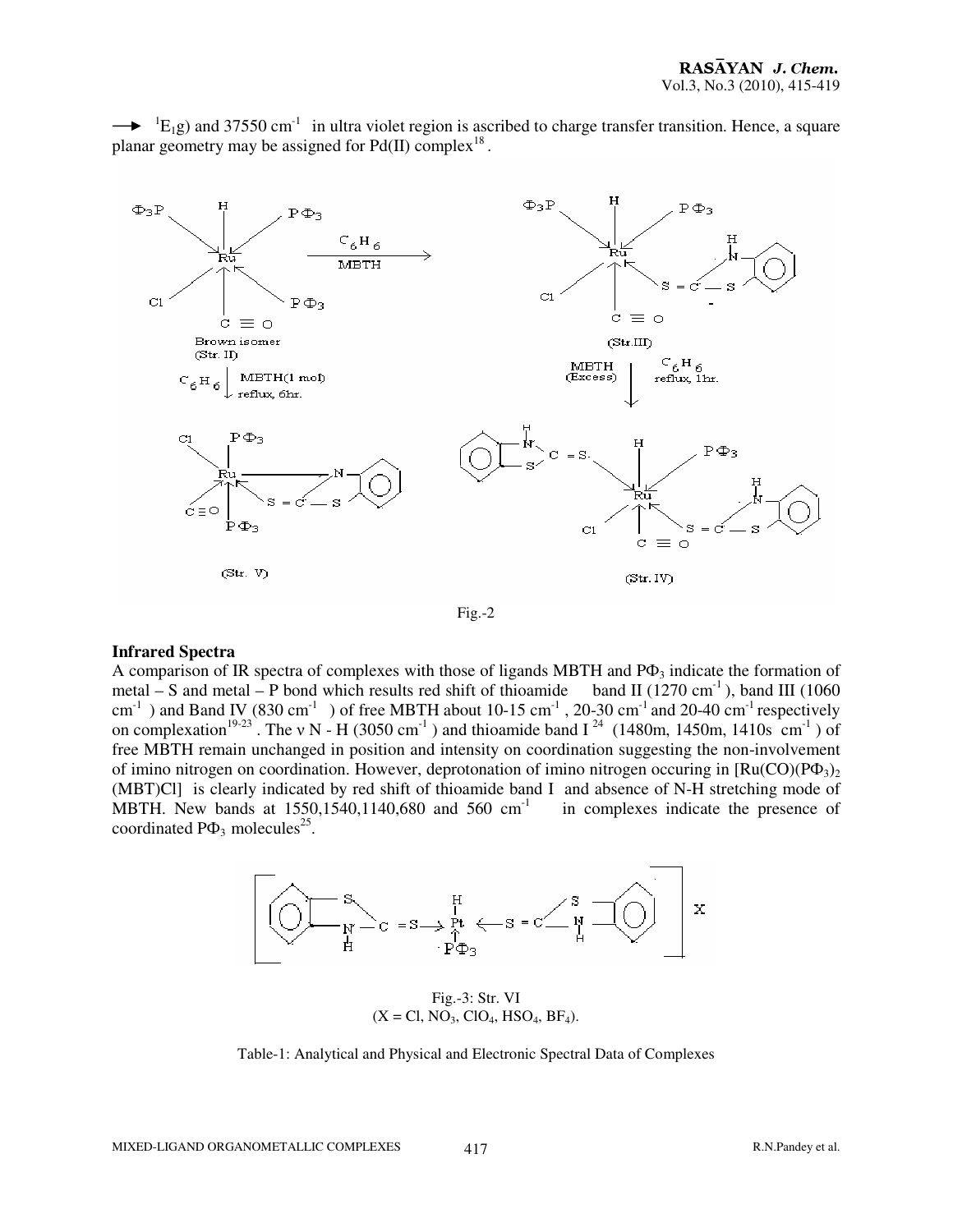→ $^1E_1g$) and 37550 $cm^{-1}$ in ultra violet region is ascribed to charge transfer transition. Hence, a square planar geometry may be assigned for Pd(II) complex[18].

Fig.-2

### Infrared Spectra

A comparison of IR spectra of complexes with those of ligands MBTH and $P\Phi_3$ indicate the formation of metal – S and metal – P bond which results red shift of thioamide band II (1270 $cm^{-1}$), band III (1060 $cm^{-1}$) and Band IV (830 $cm^{-1}$) of free MBTH about 10-15 $cm^{-1}$, 20-30 $cm^{-1}$ and 20-40 $cm^{-1}$ respectively on complexation[19-23]. The ν N - H (3050 $cm^{-1}$) and thioamide band I [24] (1480m, 1450m, 1410s $cm^{-1}$) of free MBTH remain unchanged in position and intensity on coordination suggesting the non-involvement of imino nitrogen on coordination. However, deprotonation of imino nitrogen occuring in $[Ru(CO)(P\Phi_3)_2(MBT)Cl]$ is clearly indicated by red shift of thioamide band I and absence of N-H stretching mode of MBTH. New bands at 1550,1540,1140,680 and 560 $cm^{-1}$ in complexes indicate the presence of coordinated $P\Phi_3$ molecules[25].

Fig.-3: Str. VI
(X = Cl, $NO_3$, $ClO_4$, $HSO_4$, $BF_4$).

Table-1: Analytical and Physical and Electronic Spectral Data of Complexes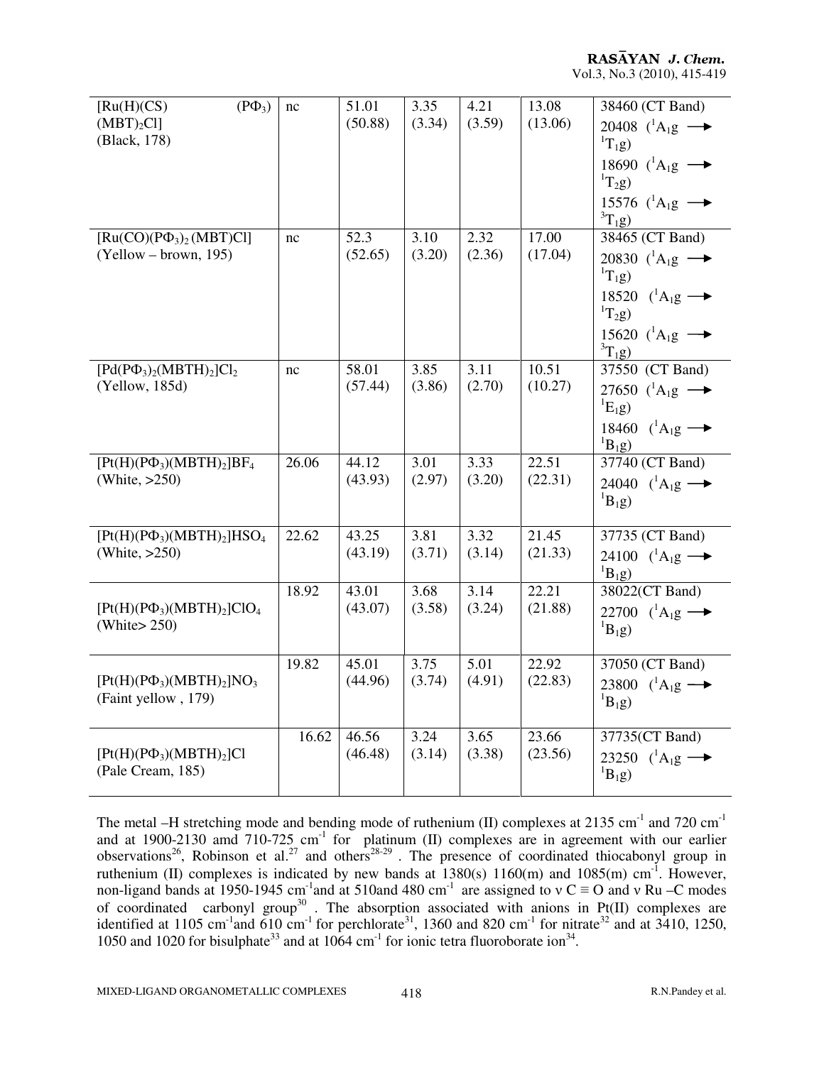| | | | | | | |
|---|---|---|---|---|---|---|
| $[Ru(H)(CS)(P\Phi_3)(MBT)_2Cl]$ (Black, 178) | nc | 51.01 (50.88) | 3.35 (3.34) | 4.21 (3.59) | 13.08 (13.06) | 38460 (CT Band) 20408 ($^1A_1g \rightarrow {}^1T_1g$) 18690 ($^1A_1g \rightarrow {}^1T_2g$) 15576 ($^1A_1g \rightarrow {}^3T_1g$) |
| $[Ru(CO)(P\Phi_3)_2(MBT)Cl]$ (Yellow – brown, 195) | nc | 52.3 (52.65) | 3.10 (3.20) | 2.32 (2.36) | 17.00 (17.04) | 38465 (CT Band) 20830 ($^1A_1g \rightarrow {}^1T_1g$) 18520 ($^1A_1g \rightarrow {}^1T_2g$) 15620 ($^1A_1g \rightarrow {}^3T_1g$) |
| $[Pd(P\Phi_3)_2(MBTH)_2]Cl_2$ (Yellow, 185d) | nc | 58.01 (57.44) | 3.85 (3.86) | 3.11 (2.70) | 10.51 (10.27) | 37550 (CT Band) 27650 ($^1A_1g \rightarrow {}^1E_1g$) 18460 ($^1A_1g \rightarrow {}^1B_1g$) |
| $[Pt(H)(P\Phi_3)(MBTH)_2]BF_4$ (White, >250) | 26.06 | 44.12 (43.93) | 3.01 (2.97) | 3.33 (3.20) | 22.51 (22.31) | 37740 (CT Band) 24040 ($^1A_1g \rightarrow {}^1B_1g$) |
| $[Pt(H)(P\Phi_3)(MBTH)_2]HSO_4$ (White, >250) | 22.62 | 43.25 (43.19) | 3.81 (3.71) | 3.32 (3.14) | 21.45 (21.33) | 37735 (CT Band) 24100 ($^1A_1g \rightarrow {}^1B_1g$) |
| $[Pt(H)(P\Phi_3)(MBTH)_2]ClO_4$ (White> 250) | 18.92 | 43.01 (43.07) | 3.68 (3.58) | 3.14 (3.24) | 22.21 (21.88) | 38022(CT Band) 22700 ($^1A_1g \rightarrow {}^1B_1g$) |
| $[Pt(H)(P\Phi_3)(MBTH)_2]NO_3$ (Faint yellow , 179) | 19.82 | 45.01 (44.96) | 3.75 (3.74) | 5.01 (4.91) | 22.92 (22.83) | 37050 (CT Band) 23800 ($^1A_1g \rightarrow {}^1B_1g$) |
| $[Pt(H)(P\Phi_3)(MBTH)_2]Cl$ (Pale Cream, 185) | 16.62 | 46.56 (46.48) | 3.24 (3.14) | 3.65 (3.38) | 23.66 (23.56) | 37735(CT Band) 23250 ($^1A_1g \rightarrow {}^1B_1g$) |

The metal –H stretching mode and bending mode of ruthenium (II) complexes at 2135 $cm^{-1}$ and 720 $cm^{-1}$ and at 1900-2130 amd 710-725 $cm^{-1}$ for platinum (II) complexes are in agreement with our earlier observations[26], Robinson et al.[27] and others[28-29] . The presence of coordinated thiocabonyl group in ruthenium (II) complexes is indicated by new bands at 1380(s) 1160(m) and 1085(m) $cm^{-1}$. However, non-ligand bands at 1950-1945 $cm^{-1}$and at 510and 480 $cm^{-1}$ are assigned to ν C ≡ O and ν Ru –C modes of coordinated carbonyl group[30] . The absorption associated with anions in Pt(II) complexes are identified at 1105 $cm^{-1}$and 610 $cm^{-1}$ for perchlorate[31], 1360 and 820 $cm^{-1}$ for nitrate[32] and at 3410, 1250, 1050 and 1020 for bisulphate[33] and at 1064 $cm^{-1}$ for ionic tetra fluoroborate ion[34].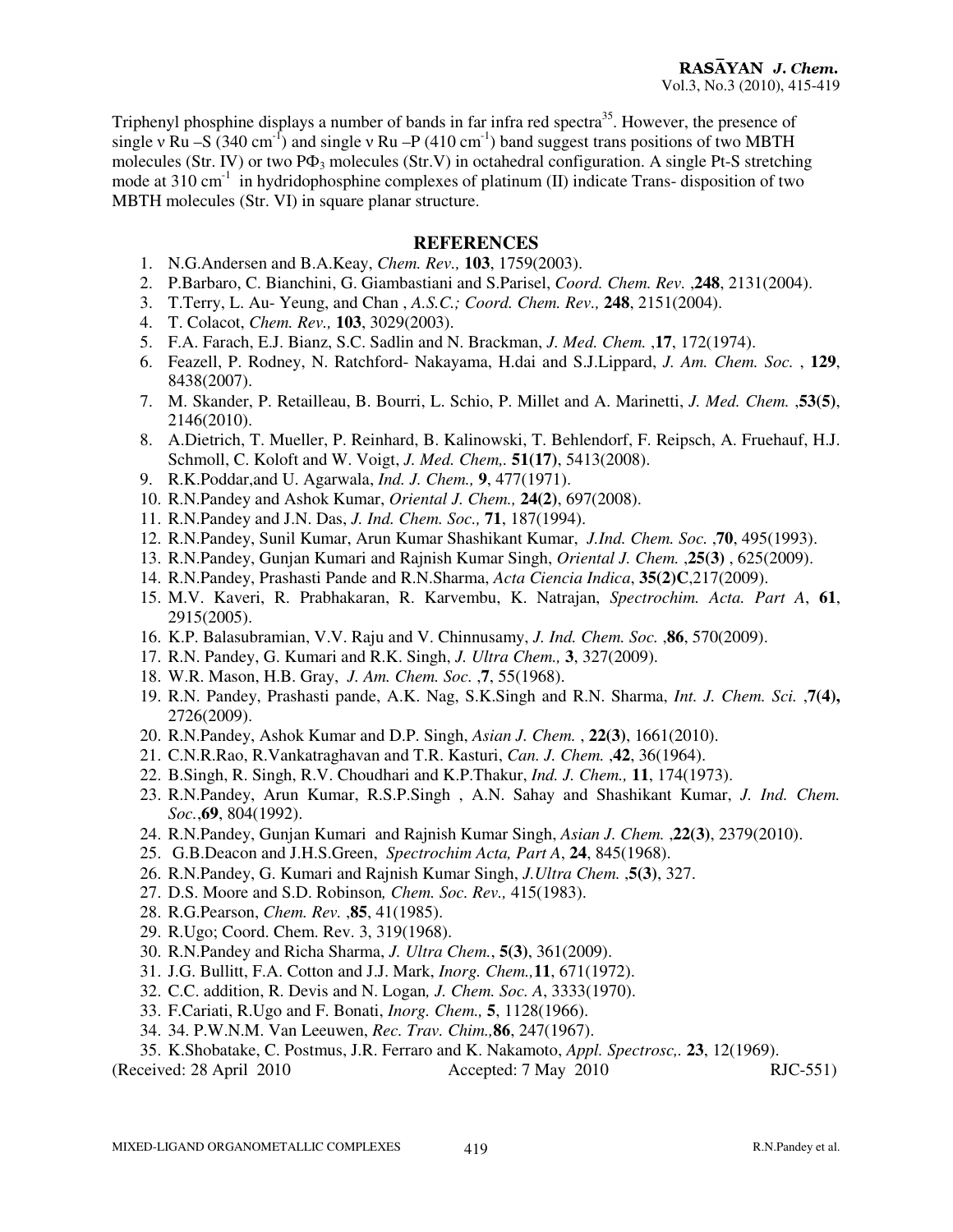Triphenyl phosphine displays a number of bands in far infra red spectra[35]. However, the presence of single ν Ru –S (340 $cm^{-1}$) and single ν Ru –P (410 $cm^{-1}$) band suggest trans positions of two MBTH molecules (Str. IV) or two $P\Phi_3$ molecules (Str.V) in octahedral configuration. A single Pt-S stretching mode at 310 $cm^{-1}$ in hydridophosphine complexes of platinum (II) indicate Trans- disposition of two MBTH molecules (Str. VI) in square planar structure.

## REFERENCES

1. N.G.Andersen and B.A.Keay, *Chem. Rev.,* **103**, 1759(2003).
2. P.Barbaro, C. Bianchini, G. Giambastiani and S.Parisel, *Coord. Chem. Rev.* ,**248**, 2131(2004).
3. T.Terry, L. Au- Yeung, and Chan , *A.S.C.; Coord. Chem. Rev.,* **248**, 2151(2004).
4. T. Colacot, *Chem. Rev.,* **103**, 3029(2003).
5. F.A. Farach, E.J. Bianz, S.C. Sadlin and N. Brackman, *J. Med. Chem.* ,**17**, 172(1974).
6. Feazell, P. Rodney, N. Ratchford- Nakayama, H.dai and S.J.Lippard, *J. Am. Chem. Soc.* , **129**, 8438(2007).
7. M. Skander, P. Retailleau, B. Bourri, L. Schio, P. Millet and A. Marinetti, *J. Med. Chem.* ,**53(5)**, 2146(2010).
8. A.Dietrich, T. Mueller, P. Reinhard, B. Kalinowski, T. Behlendorf, F. Reipsch, A. Fruehauf, H.J. Schmoll, C. Koloft and W. Voigt, *J. Med. Chem,.* **51(17)**, 5413(2008).
9. R.K.Poddar,and U. Agarwala, *Ind. J. Chem.,* **9**, 477(1971).
10. R.N.Pandey and Ashok Kumar, *Oriental J. Chem.,* **24(2)**, 697(2008).
11. R.N.Pandey and J.N. Das, *J. Ind. Chem. Soc.,* **71**, 187(1994).
12. R.N.Pandey, Sunil Kumar, Arun Kumar Shashikant Kumar, *J.Ind. Chem. Soc.* ,**70**, 495(1993).
13. R.N.Pandey, Gunjan Kumari and Rajnish Kumar Singh, *Oriental J. Chem.* ,**25(3)** , 625(2009).
14. R.N.Pandey, Prashasti Pande and R.N.Sharma, *Acta Ciencia Indica*, **35(2)C**,217(2009).
15. M.V. Kaveri, R. Prabhakaran, R. Karvembu, K. Natrajan, *Spectrochim. Acta. Part A*, **61**, 2915(2005).
16. K.P. Balasubramian, V.V. Raju and V. Chinnusamy, *J. Ind. Chem. Soc.* ,**86**, 570(2009).
17. R.N. Pandey, G. Kumari and R.K. Singh, *J. Ultra Chem.,* **3**, 327(2009).
18. W.R. Mason, H.B. Gray, *J. Am. Chem. Soc.* ,**7**, 55(1968).
19. R.N. Pandey, Prashasti pande, A.K. Nag, S.K.Singh and R.N. Sharma, *Int. J. Chem. Sci.* ,**7(4),** 2726(2009).
20. R.N.Pandey, Ashok Kumar and D.P. Singh, *Asian J. Chem.* , **22(3)**, 1661(2010).
21. C.N.R.Rao, R.Vankatraghavan and T.R. Kasturi, *Can. J. Chem.* ,**42**, 36(1964).
22. B.Singh, R. Singh, R.V. Choudhari and K.P.Thakur, *Ind. J. Chem.,* **11**, 174(1973).
23. R.N.Pandey, Arun Kumar, R.S.P.Singh , A.N. Sahay and Shashikant Kumar, *J. Ind. Chem. Soc.*,**69**, 804(1992).
24. R.N.Pandey, Gunjan Kumari and Rajnish Kumar Singh, *Asian J. Chem.* ,**22(3)**, 2379(2010).
25. G.B.Deacon and J.H.S.Green, *Spectrochim Acta, Part A*, **24**, 845(1968).
26. R.N.Pandey, G. Kumari and Rajnish Kumar Singh, *J.Ultra Chem.* ,**5(3)**, 327.
27. D.S. Moore and S.D. Robinson*, Chem. Soc. Rev.,* 415(1983).
28. R.G.Pearson, *Chem. Rev.* ,**85**, 41(1985).
29. R.Ugo; Coord. Chem. Rev. 3, 319(1968).
30. R.N.Pandey and Richa Sharma, *J. Ultra Chem.*, **5(3)**, 361(2009).
31. J.G. Bullitt, F.A. Cotton and J.J. Mark, *Inorg. Chem.,***11**, 671(1972).
32. C.C. addition, R. Devis and N. Logan*, J. Chem. Soc. A*, 3333(1970).
33. F.Cariati, R.Ugo and F. Bonati, *Inorg. Chem.,* **5**, 1128(1966).
34. 34. P.W.N.M. Van Leeuwen, *Rec. Trav. Chim.,***86**, 247(1967).
35. K.Shobatake, C. Postmus, J.R. Ferraro and K. Nakamoto, *Appl. Spectrosc,.* **23**, 12(1969).

(Received: 28 April 2010 Accepted: 7 May 2010 RJC-551)